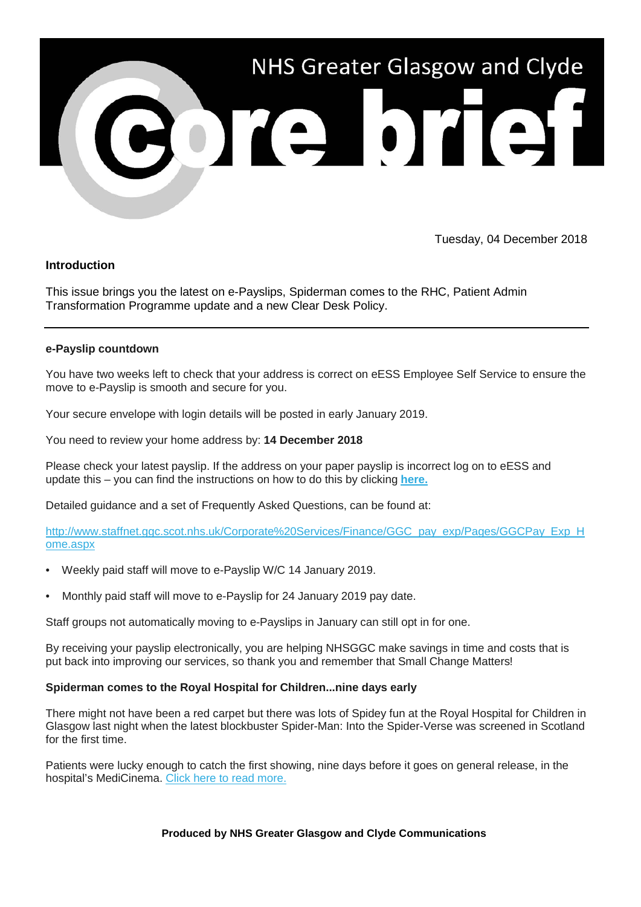# NHS Greater Glasgow and Clyde Core brief

Tuesday, 04 December 2018

**Introduction**

This issue brings you the latest on e-Payslips, Spiderman comes to the RHC, Patient Admin Transformation Programme update and a new Clear Desk Policy.

---

**e-Payslip countdown**

You have two weeks left to check that your address is correct on eESS Employee Self Service to ensure the move to e-Payslip is smooth and secure for you.

Your secure envelope with login details will be posted in early January 2019.

You need to review your home address by: **14 December 2018**

Please check your latest payslip. If the address on your paper payslip is incorrect log on to eESS and update this – you can find the instructions on how to do this by clicking **here.**

Detailed guidance and a set of Frequently Asked Questions, can be found at:

http://www.staffnet.ggc.scot.nhs.uk/Corporate%20Services/Finance/GGC_pay_exp/Pages/GGCPay_Exp_Home.aspx

- Weekly paid staff will move to e-Payslip W/C 14 January 2019.
- Monthly paid staff will move to e-Payslip for 24 January 2019 pay date.

Staff groups not automatically moving to e-Payslips in January can still opt in for one.

By receiving your payslip electronically, you are helping NHSGGC make savings in time and costs that is put back into improving our services, so thank you and remember that Small Change Matters!

**Spiderman comes to the Royal Hospital for Children...nine days early**

There might not have been a red carpet but there was lots of Spidey fun at the Royal Hospital for Children in Glasgow last night when the latest blockbuster Spider-Man: Into the Spider-Verse was screened in Scotland for the first time.

Patients were lucky enough to catch the first showing, nine days before it goes on general release, in the hospital's MediCinema. Click here to read more.

**Produced by NHS Greater Glasgow and Clyde Communications**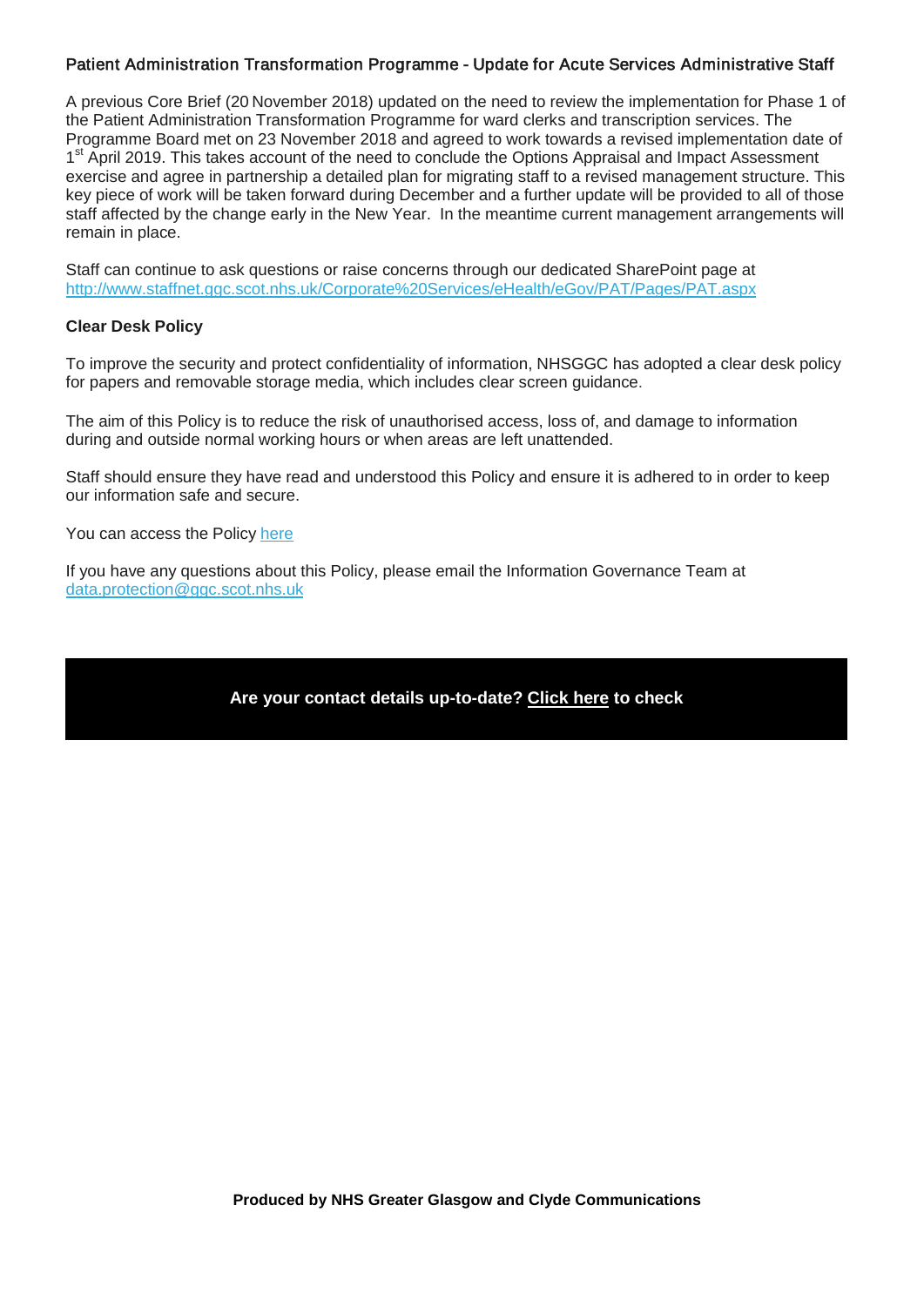## Patient Administration Transformation Programme - Update for Acute Services Administrative Staff

A previous Core Brief (20 November 2018) updated on the need to review the implementation for Phase 1 of the Patient Administration Transformation Programme for ward clerks and transcription services. The Programme Board met on 23 November 2018 and agreed to work towards a revised implementation date of 1st April 2019. This takes account of the need to conclude the Options Appraisal and Impact Assessment exercise and agree in partnership a detailed plan for migrating staff to a revised management structure. This key piece of work will be taken forward during December and a further update will be provided to all of those staff affected by the change early in the New Year. In the meantime current management arrangements will remain in place.

Staff can continue to ask questions or raise concerns through our dedicated SharePoint page at http://www.staffnet.ggc.scot.nhs.uk/Corporate%20Services/eHealth/eGov/PAT/Pages/PAT.aspx

**Clear Desk Policy**

To improve the security and protect confidentiality of information, NHSGGC has adopted a clear desk policy for papers and removable storage media, which includes clear screen guidance.

The aim of this Policy is to reduce the risk of unauthorised access, loss of, and damage to information during and outside normal working hours or when areas are left unattended.

Staff should ensure they have read and understood this Policy and ensure it is adhered to in order to keep our information safe and secure.

You can access the Policy here

If you have any questions about this Policy, please email the Information Governance Team at data.protection@ggc.scot.nhs.uk

**Are your contact details up-to-date? Click here to check**

**Produced by NHS Greater Glasgow and Clyde Communications**